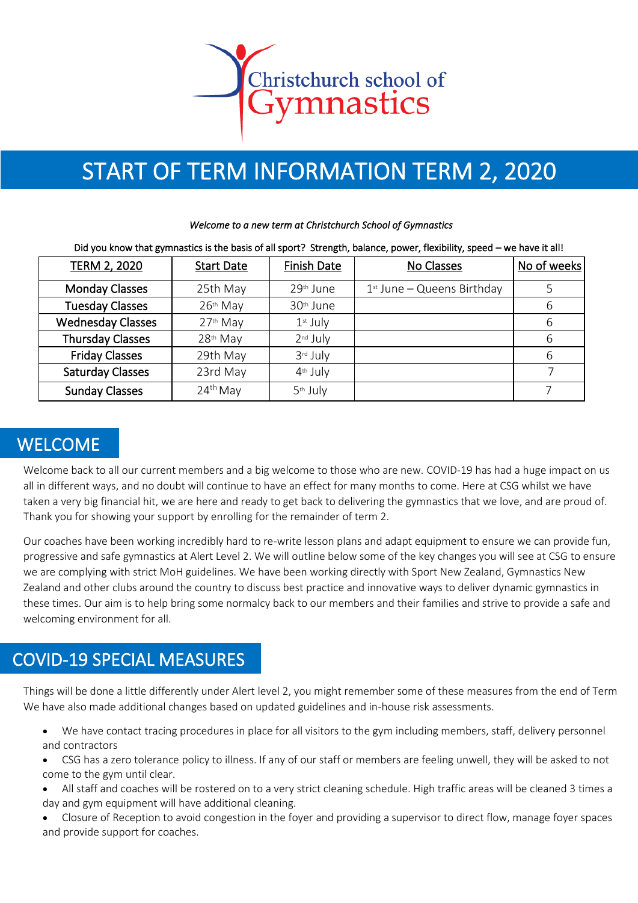Christchurch school of Gymnastics

# START OF TERM INFORMATION TERM 2, 2020

*Welcome to a new term at Christchurch School of Gymnastics*

Did you know that gymnastics is the basis of all sport? Strength, balance, power, flexibility, speed – we have it all!

| TERM 2, 2020 | Start Date | Finish Date | No Classes | No of weeks |
|---|---|---|---|---|
| Monday Classes | 25th May | 29th June | 1st June – Queens Birthday | 5 |
| Tuesday Classes | 26th May | 30th June | | 6 |
| Wednesday Classes | 27th May | 1st July | | 6 |
| Thursday Classes | 28th May | 2nd July | | 6 |
| Friday Classes | 29th May | 3rd July | | 6 |
| Saturday Classes | 23rd May | 4th July | | 7 |
| Sunday Classes | 24th May | 5th July | | 7 |

## WELCOME

Welcome back to all our current members and a big welcome to those who are new. COVID-19 has had a huge impact on us all in different ways, and no doubt will continue to have an effect for many months to come. Here at CSG whilst we have taken a very big financial hit, we are here and ready to get back to delivering the gymnastics that we love, and are proud of. Thank you for showing your support by enrolling for the remainder of term 2.

Our coaches have been working incredibly hard to re-write lesson plans and adapt equipment to ensure we can provide fun, progressive and safe gymnastics at Alert Level 2. We will outline below some of the key changes you will see at CSG to ensure we are complying with strict MoH guidelines. We have been working directly with Sport New Zealand, Gymnastics New Zealand and other clubs around the country to discuss best practice and innovative ways to deliver dynamic gymnastics in these times. Our aim is to help bring some normalcy back to our members and their families and strive to provide a safe and welcoming environment for all.

## COVID-19 SPECIAL MEASURES

Things will be done a little differently under Alert level 2, you might remember some of these measures from the end of Term We have also made additional changes based on updated guidelines and in-house risk assessments.

- We have contact tracing procedures in place for all visitors to the gym including members, staff, delivery personnel and contractors
- CSG has a zero tolerance policy to illness. If any of our staff or members are feeling unwell, they will be asked to not come to the gym until clear.
- All staff and coaches will be rostered on to a very strict cleaning schedule. High traffic areas will be cleaned 3 times a day and gym equipment will have additional cleaning.
- Closure of Reception to avoid congestion in the foyer and providing a supervisor to direct flow, manage foyer spaces and provide support for coaches.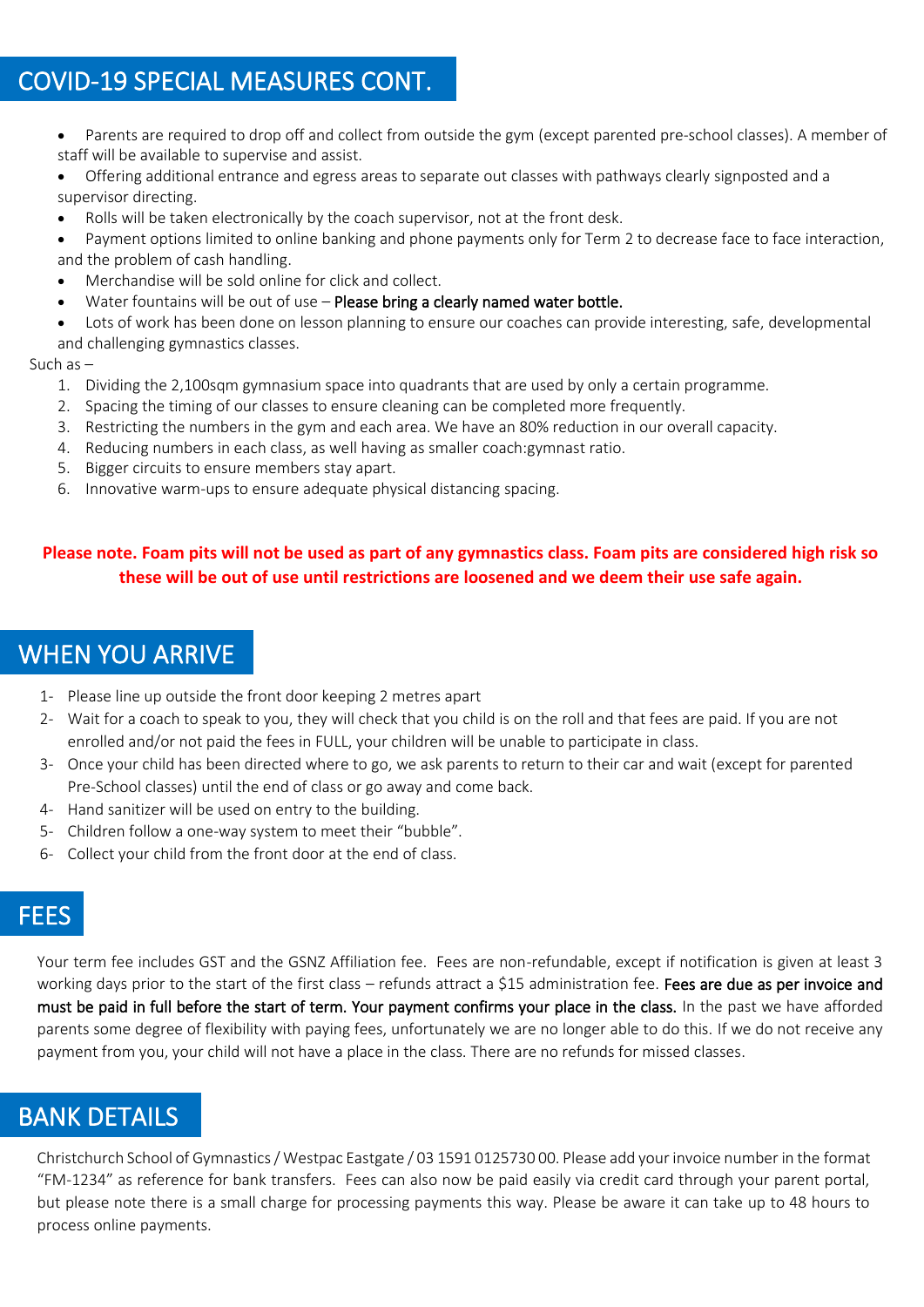## COVID-19 SPECIAL MEASURES CONT.

- Parents are required to drop off and collect from outside the gym (except parented pre-school classes). A member of staff will be available to supervise and assist.
- Offering additional entrance and egress areas to separate out classes with pathways clearly signposted and a supervisor directing.
- Rolls will be taken electronically by the coach supervisor, not at the front desk.
- Payment options limited to online banking and phone payments only for Term 2 to decrease face to face interaction, and the problem of cash handling.
- Merchandise will be sold online for click and collect.
- Water fountains will be out of use – Please bring a clearly named water bottle.
- Lots of work has been done on lesson planning to ensure our coaches can provide interesting, safe, developmental and challenging gymnastics classes.

Such as –

1. Dividing the 2,100sqm gymnasium space into quadrants that are used by only a certain programme.
2. Spacing the timing of our classes to ensure cleaning can be completed more frequently.
3. Restricting the numbers in the gym and each area. We have an 80% reduction in our overall capacity.
4. Reducing numbers in each class, as well having as smaller coach:gymnast ratio.
5. Bigger circuits to ensure members stay apart.
6. Innovative warm-ups to ensure adequate physical distancing spacing.

**Please note. Foam pits will not be used as part of any gymnastics class. Foam pits are considered high risk so these will be out of use until restrictions are loosened and we deem their use safe again.**

## WHEN YOU ARRIVE

1- Please line up outside the front door keeping 2 metres apart

2- Wait for a coach to speak to you, they will check that you child is on the roll and that fees are paid. If you are not enrolled and/or not paid the fees in FULL, your children will be unable to participate in class.

3- Once your child has been directed where to go, we ask parents to return to their car and wait (except for parented Pre-School classes) until the end of class or go away and come back.

4- Hand sanitizer will be used on entry to the building.

5- Children follow a one-way system to meet their "bubble".

6- Collect your child from the front door at the end of class.

## FEES

Your term fee includes GST and the GSNZ Affiliation fee. Fees are non-refundable, except if notification is given at least 3 working days prior to the start of the first class – refunds attract a $15 administration fee. Fees are due as per invoice and must be paid in full before the start of term. Your payment confirms your place in the class. In the past we have afforded parents some degree of flexibility with paying fees, unfortunately we are no longer able to do this. If we do not receive any payment from you, your child will not have a place in the class. There are no refunds for missed classes.

## BANK DETAILS

Christchurch School of Gymnastics / Westpac Eastgate / 03 1591 0125730 00. Please add your invoice number in the format "FM-1234" as reference for bank transfers. Fees can also now be paid easily via credit card through your parent portal, but please note there is a small charge for processing payments this way. Please be aware it can take up to 48 hours to process online payments.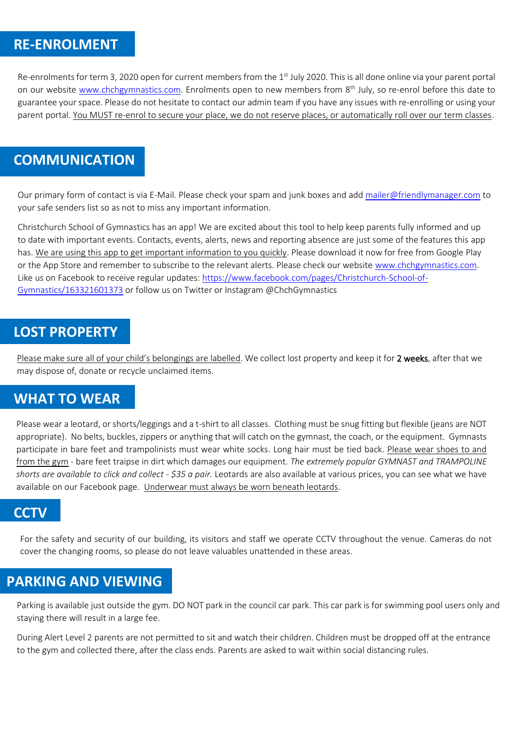## RE-ENROLMENT

Re-enrolments for term 3, 2020 open for current members from the 1st July 2020. This is all done online via your parent portal on our website www.chchgymnastics.com. Enrolments open to new members from 8th July, so re-enrol before this date to guarantee your space. Please do not hesitate to contact our admin team if you have any issues with re-enrolling or using your parent portal. You MUST re-enrol to secure your place, we do not reserve places, or automatically roll over our term classes.

## COMMUNICATION

Our primary form of contact is via E-Mail. Please check your spam and junk boxes and add mailer@friendlymanager.com to your safe senders list so as not to miss any important information.

Christchurch School of Gymnastics has an app! We are excited about this tool to help keep parents fully informed and up to date with important events. Contacts, events, alerts, news and reporting absence are just some of the features this app has. We are using this app to get important information to you quickly. Please download it now for free from Google Play or the App Store and remember to subscribe to the relevant alerts. Please check our website www.chchgymnastics.com. Like us on Facebook to receive regular updates: https://www.facebook.com/pages/Christchurch-School-of-Gymnastics/163321601373 or follow us on Twitter or Instagram @ChchGymnastics

## LOST PROPERTY

Please make sure all of your child's belongings are labelled. We collect lost property and keep it for **2 weeks**, after that we may dispose of, donate or recycle unclaimed items.

## WHAT TO WEAR

Please wear a leotard, or shorts/leggings and a t-shirt to all classes. Clothing must be snug fitting but flexible (jeans are NOT appropriate). No belts, buckles, zippers or anything that will catch on the gymnast, the coach, or the equipment. Gymnasts participate in bare feet and trampolinists must wear white socks. Long hair must be tied back. Please wear shoes to and from the gym - bare feet traipse in dirt which damages our equipment. *The extremely popular GYMNAST and TRAMPOLINE shorts are available to click and collect - $35 a pair.* Leotards are also available at various prices, you can see what we have available on our Facebook page. Underwear must always be worn beneath leotards.

## CCTV

For the safety and security of our building, its visitors and staff we operate CCTV throughout the venue. Cameras do not cover the changing rooms, so please do not leave valuables unattended in these areas.

## PARKING AND VIEWING

Parking is available just outside the gym. DO NOT park in the council car park. This car park is for swimming pool users only and staying there will result in a large fee.

During Alert Level 2 parents are not permitted to sit and watch their children. Children must be dropped off at the entrance to the gym and collected there, after the class ends. Parents are asked to wait within social distancing rules.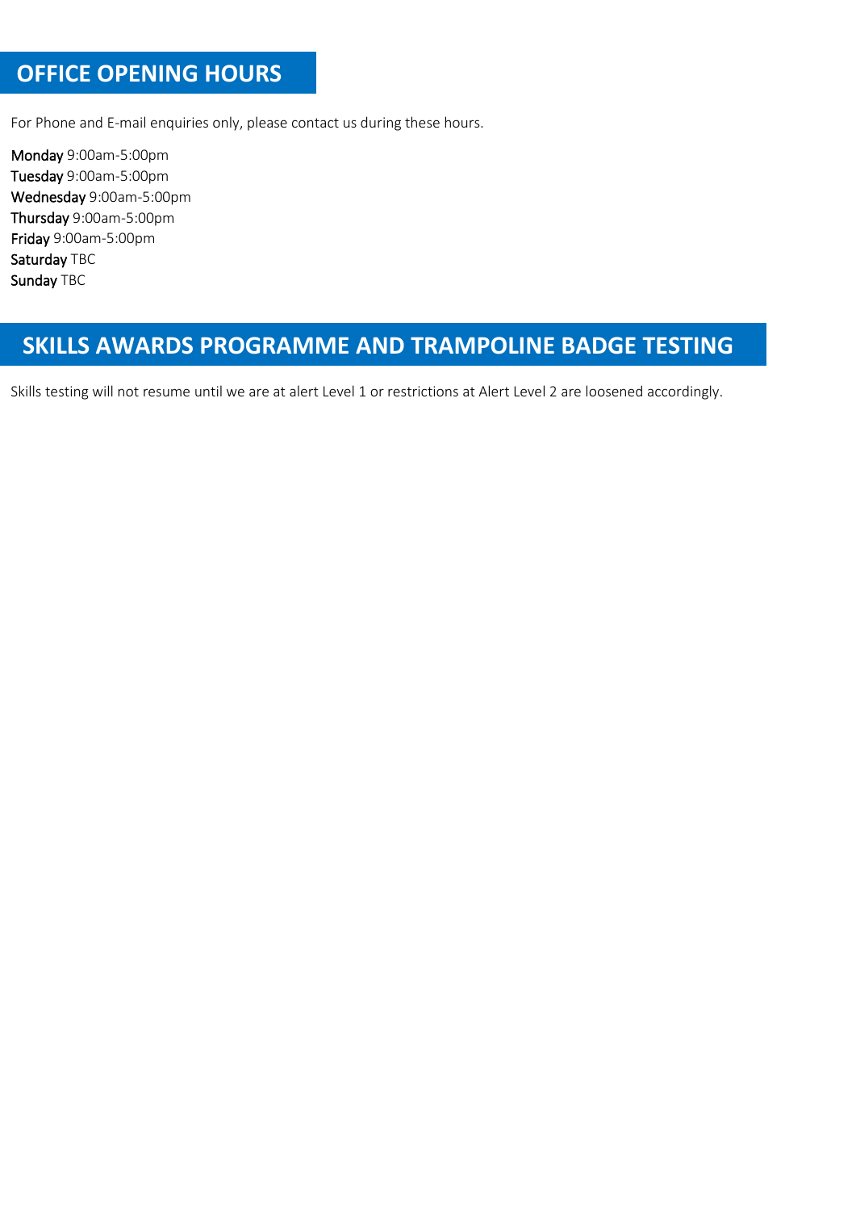## OFFICE OPENING HOURS

For Phone and E-mail enquiries only, please contact us during these hours.

Monday 9:00am-5:00pm
Tuesday 9:00am-5:00pm
Wednesday 9:00am-5:00pm
Thursday 9:00am-5:00pm
Friday 9:00am-5:00pm
Saturday TBC
Sunday TBC

## SKILLS AWARDS PROGRAMME AND TRAMPOLINE BADGE TESTING

Skills testing will not resume until we are at alert Level 1 or restrictions at Alert Level 2 are loosened accordingly.